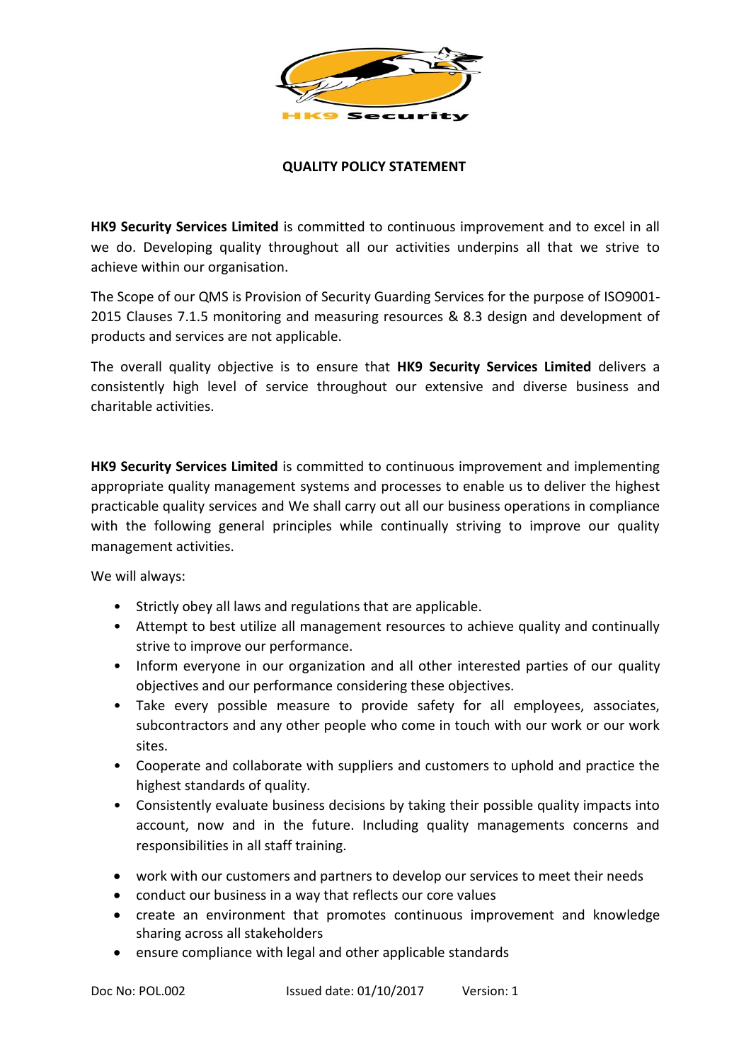## QUALITY POLICY STATEMENT

**HK9 Security Services Limited** is committed to continuous improvement and to excel in all we do. Developing quality throughout all our activities underpins all that we strive to achieve within our organisation.

The Scope of our QMS is Provision of Security Guarding Services for the purpose of ISO9001-2015 Clauses 7.1.5 monitoring and measuring resources & 8.3 design and development of products and services are not applicable.

The overall quality objective is to ensure that **HK9 Security Services Limited** delivers a consistently high level of service throughout our extensive and diverse business and charitable activities.

**HK9 Security Services Limited** is committed to continuous improvement and implementing appropriate quality management systems and processes to enable us to deliver the highest practicable quality services and We shall carry out all our business operations in compliance with the following general principles while continually striving to improve our quality management activities.

We will always:

- Strictly obey all laws and regulations that are applicable.
- Attempt to best utilize all management resources to achieve quality and continually strive to improve our performance.
- Inform everyone in our organization and all other interested parties of our quality objectives and our performance considering these objectives.
- Take every possible measure to provide safety for all employees, associates, subcontractors and any other people who come in touch with our work or our work sites.
- Cooperate and collaborate with suppliers and customers to uphold and practice the highest standards of quality.
- Consistently evaluate business decisions by taking their possible quality impacts into account, now and in the future. Including quality managements concerns and responsibilities in all staff training.

- work with our customers and partners to develop our services to meet their needs
- conduct our business in a way that reflects our core values
- create an environment that promotes continuous improvement and knowledge sharing across all stakeholders
- ensure compliance with legal and other applicable standards

Doc No: POL.002 Issued date: 01/10/2017 Version: 1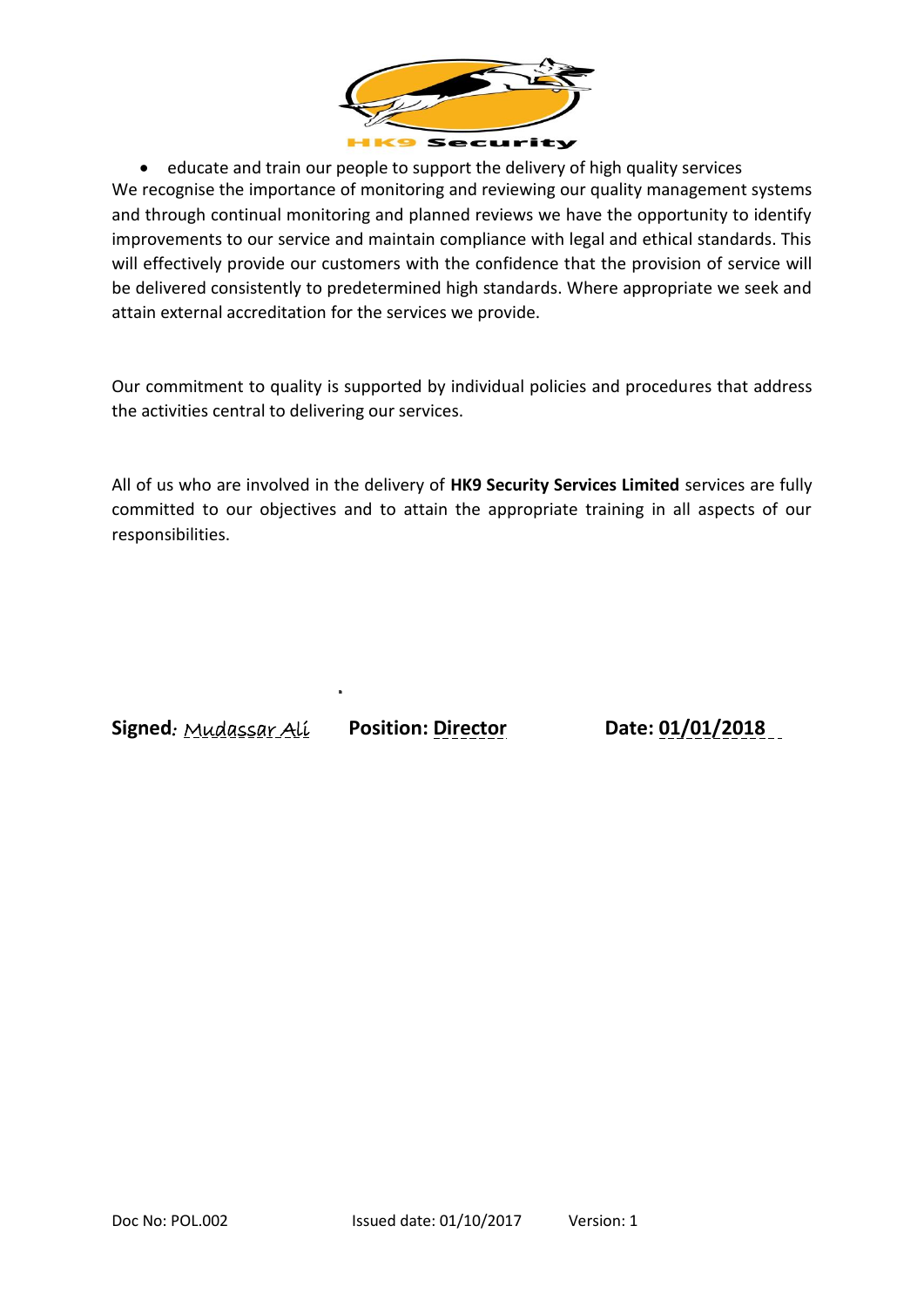- educate and train our people to support the delivery of high quality services

We recognise the importance of monitoring and reviewing our quality management systems and through continual monitoring and planned reviews we have the opportunity to identify improvements to our service and maintain compliance with legal and ethical standards. This will effectively provide our customers with the confidence that the provision of service will be delivered consistently to predetermined high standards. Where appropriate we seek and attain external accreditation for the services we provide.

Our commitment to quality is supported by individual policies and procedures that address the activities central to delivering our services.

All of us who are involved in the delivery of **HK9 Security Services Limited** services are fully committed to our objectives and to attain the appropriate training in all aspects of our responsibilities.

**Signed**: *Mudassar Ali* **Position: Director** **Date: 01/01/2018**